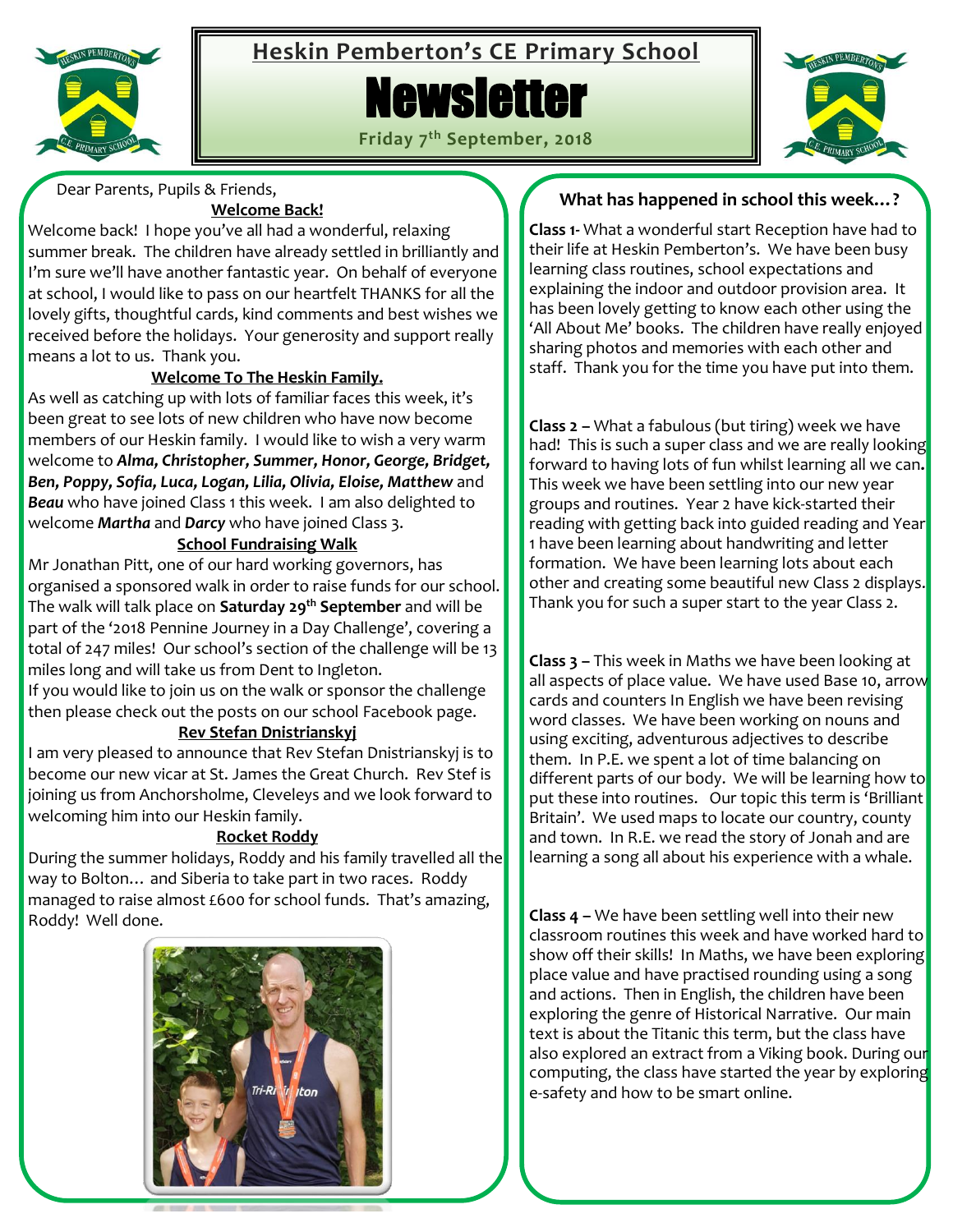# Heskin Pemberton's CE Primary School

# Newsletter

**Friday 7th September, 2018**

Dear Parents, Pupils & Friends,

## Welcome Back!

Welcome back! I hope you've all had a wonderful, relaxing summer break. The children have already settled in brilliantly and I'm sure we'll have another fantastic year. On behalf of everyone at school, I would like to pass on our heartfelt THANKS for all the lovely gifts, thoughtful cards, kind comments and best wishes we received before the holidays. Your generosity and support really means a lot to us. Thank you.

## Welcome To The Heskin Family.

As well as catching up with lots of familiar faces this week, it's been great to see lots of new children who have now become members of our Heskin family. I would like to wish a very warm welcome to ***Alma, Christopher, Summer, Honor, George, Bridget, Ben, Poppy, Sofia, Luca, Logan, Lilia, Olivia, Eloise, Matthew*** and ***Beau*** who have joined Class 1 this week. I am also delighted to welcome ***Martha*** and ***Darcy*** who have joined Class 3.

## School Fundraising Walk

Mr Jonathan Pitt, one of our hard working governors, has organised a sponsored walk in order to raise funds for our school. The walk will talk place on **Saturday 29th September** and will be part of the '2018 Pennine Journey in a Day Challenge', covering a total of 247 miles! Our school's section of the challenge will be 13 miles long and will take us from Dent to Ingleton.

If you would like to join us on the walk or sponsor the challenge then please check out the posts on our school Facebook page.

## Rev Stefan Dnistrianskyj

I am very pleased to announce that Rev Stefan Dnistrianskyj is to become our new vicar at St. James the Great Church. Rev Stef is joining us from Anchorsholme, Cleveleys and we look forward to welcoming him into our Heskin family.

## Rocket Roddy

During the summer holidays, Roddy and his family travelled all the way to Bolton… and Siberia to take part in two races. Roddy managed to raise almost £600 for school funds. That's amazing, Roddy! Well done.

## What has happened in school this week…?

**Class 1**- What a wonderful start Reception have had to their life at Heskin Pemberton's. We have been busy learning class routines, school expectations and explaining the indoor and outdoor provision area. It has been lovely getting to know each other using the 'All About Me' books. The children have really enjoyed sharing photos and memories with each other and staff. Thank you for the time you have put into them.

**Class 2 –** What a fabulous (but tiring) week we have had! This is such a super class and we are really looking forward to having lots of fun whilst learning all we can. This week we have been settling into our new year groups and routines. Year 2 have kick-started their reading with getting back into guided reading and Year 1 have been learning about handwriting and letter formation. We have been learning lots about each other and creating some beautiful new Class 2 displays. Thank you for such a super start to the year Class 2.

**Class 3 –** This week in Maths we have been looking at all aspects of place value. We have used Base 10, arrow cards and counters In English we have been revising word classes. We have been working on nouns and using exciting, adventurous adjectives to describe them. In P.E. we spent a lot of time balancing on different parts of our body. We will be learning how to put these into routines. Our topic this term is 'Brilliant Britain'. We used maps to locate our country, county and town. In R.E. we read the story of Jonah and are learning a song all about his experience with a whale.

**Class 4 –** We have been settling well into their new classroom routines this week and have worked hard to show off their skills! In Maths, we have been exploring place value and have practised rounding using a song and actions. Then in English, the children have been exploring the genre of Historical Narrative. Our main text is about the Titanic this term, but the class have also explored an extract from a Viking book. During our computing, the class have started the year by exploring e-safety and how to be smart online.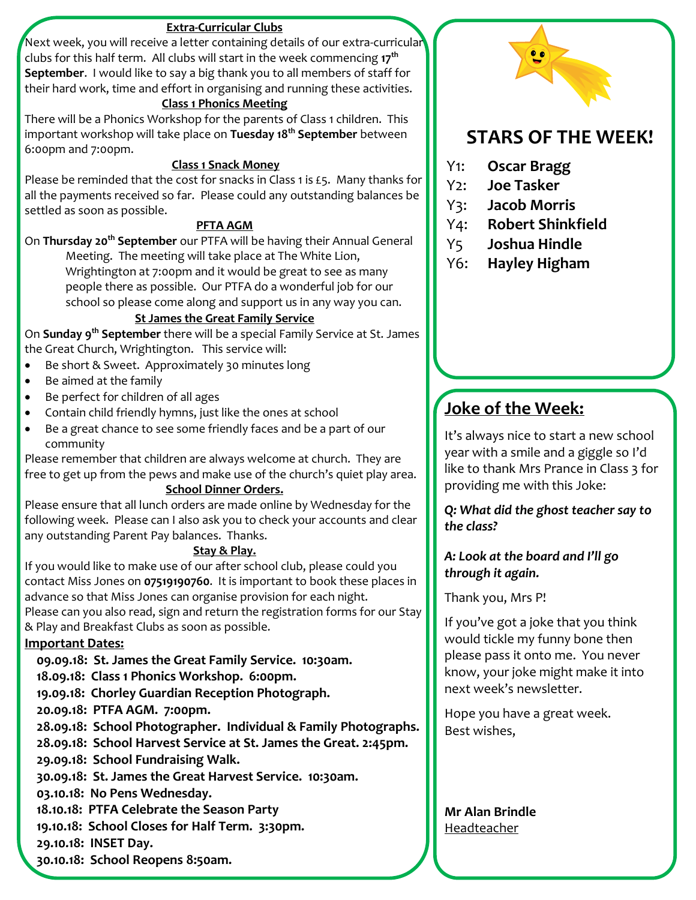## Extra-Curricular Clubs

Next week, you will receive a letter containing details of our extra-curricular clubs for this half term. All clubs will start in the week commencing **17th September**. I would like to say a big thank you to all members of staff for their hard work, time and effort in organising and running these activities.

## Class 1 Phonics Meeting

There will be a Phonics Workshop for the parents of Class 1 children. This important workshop will take place on **Tuesday 18th September** between 6:00pm and 7:00pm.

## Class 1 Snack Money

Please be reminded that the cost for snacks in Class 1 is £5. Many thanks for all the payments received so far. Please could any outstanding balances be settled as soon as possible.

## PFTA AGM

On **Thursday 20th September** our PTFA will be having their Annual General Meeting. The meeting will take place at The White Lion, Wrightington at 7:00pm and it would be great to see as many people there as possible. Our PTFA do a wonderful job for our school so please come along and support us in any way you can.

## St James the Great Family Service

On **Sunday 9th September** there will be a special Family Service at St. James the Great Church, Wrightington. This service will:

- Be short & Sweet. Approximately 30 minutes long
- Be aimed at the family
- Be perfect for children of all ages
- Contain child friendly hymns, just like the ones at school
- Be a great chance to see some friendly faces and be a part of our community

Please remember that children are always welcome at church. They are free to get up from the pews and make use of the church's quiet play area.

## School Dinner Orders.

Please ensure that all lunch orders are made online by Wednesday for the following week. Please can I also ask you to check your accounts and clear any outstanding Parent Pay balances. Thanks.

## Stay & Play.

If you would like to make use of our after school club, please could you contact Miss Jones on **07519190760**. It is important to book these places in advance so that Miss Jones can organise provision for each night.
Please can you also read, sign and return the registration forms for our Stay & Play and Breakfast Clubs as soon as possible.

## Important Dates:

**09.09.18: St. James the Great Family Service. 10:30am.**
**18.09.18: Class 1 Phonics Workshop. 6:00pm.**
**19.09.18: Chorley Guardian Reception Photograph.**
**20.09.18: PTFA AGM. 7:00pm.**
**28.09.18: School Photographer. Individual & Family Photographs.**
**28.09.18: School Harvest Service at St. James the Great. 2:45pm.**
**29.09.18: School Fundraising Walk.**
**30.09.18: St. James the Great Harvest Service. 10:30am.**
**03.10.18: No Pens Wednesday.**
**18.10.18: PTFA Celebrate the Season Party**
**19.10.18: School Closes for Half Term. 3:30pm.**
**29.10.18: INSET Day.**
**30.10.18: School Reopens 8:50am.**

## STARS OF THE WEEK!

Y1: **Oscar Bragg**
Y2: **Joe Tasker**
Y3: **Jacob Morris**
Y4: **Robert Shinkfield**
Y5 **Joshua Hindle**
Y6: **Hayley Higham**

## Joke of the Week:

It's always nice to start a new school year with a smile and a giggle so I'd like to thank Mrs Prance in Class 3 for providing me with this Joke:

***Q: What did the ghost teacher say to the class?***

***A: Look at the board and I'll go through it again.***

Thank you, Mrs P!

If you've got a joke that you think would tickle my funny bone then please pass it onto me. You never know, your joke might make it into next week's newsletter.

Hope you have a great week.
Best wishes,

**Mr Alan Brindle**
Headteacher